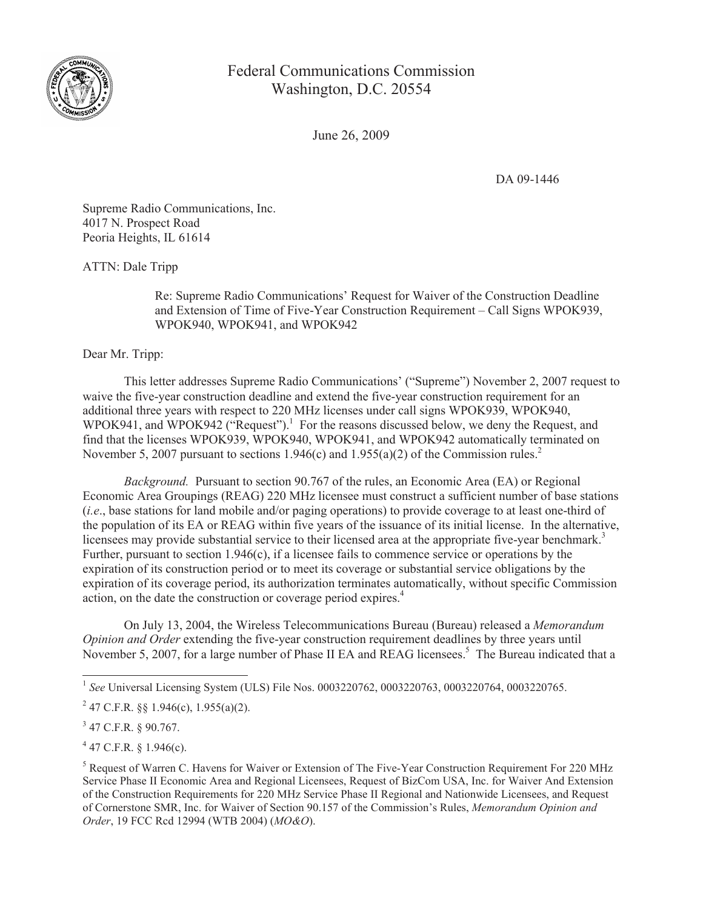Federal Communications Commission
Washington, D.C. 20554

June 26, 2009

DA 09-1446

Supreme Radio Communications, Inc.
4017 N. Prospect Road
Peoria Heights, IL 61614

ATTN: Dale Tripp

Re: Supreme Radio Communications' Request for Waiver of the Construction Deadline and Extension of Time of Five-Year Construction Requirement – Call Signs WPOK939, WPOK940, WPOK941, and WPOK942

Dear Mr. Tripp:

This letter addresses Supreme Radio Communications' ("Supreme") November 2, 2007 request to waive the five-year construction deadline and extend the five-year construction requirement for an additional three years with respect to 220 MHz licenses under call signs WPOK939, WPOK940, WPOK941, and WPOK942 ("Request").[1] For the reasons discussed below, we deny the Request, and find that the licenses WPOK939, WPOK940, WPOK941, and WPOK942 automatically terminated on November 5, 2007 pursuant to sections 1.946(c) and 1.955(a)(2) of the Commission rules.[2]

*Background.* Pursuant to section 90.767 of the rules, an Economic Area (EA) or Regional Economic Area Groupings (REAG) 220 MHz licensee must construct a sufficient number of base stations (*i.e*., base stations for land mobile and/or paging operations) to provide coverage to at least one-third of the population of its EA or REAG within five years of the issuance of its initial license. In the alternative, licensees may provide substantial service to their licensed area at the appropriate five-year benchmark.[3] Further, pursuant to section 1.946(c), if a licensee fails to commence service or operations by the expiration of its construction period or to meet its coverage or substantial service obligations by the expiration of its coverage period, its authorization terminates automatically, without specific Commission action, on the date the construction or coverage period expires.[4]

On July 13, 2004, the Wireless Telecommunications Bureau (Bureau) released a *Memorandum Opinion and Order* extending the five-year construction requirement deadlines by three years until November 5, 2007, for a large number of Phase II EA and REAG licensees.[5] The Bureau indicated that a

---

[1] *See* Universal Licensing System (ULS) File Nos. 0003220762, 0003220763, 0003220764, 0003220765.

[2] 47 C.F.R. §§ 1.946(c), 1.955(a)(2).

[3] 47 C.F.R. § 90.767.

[4] 47 C.F.R. § 1.946(c).

[5] Request of Warren C. Havens for Waiver or Extension of The Five-Year Construction Requirement For 220 MHz Service Phase II Economic Area and Regional Licensees, Request of BizCom USA, Inc. for Waiver And Extension of the Construction Requirements for 220 MHz Service Phase II Regional and Nationwide Licensees, and Request of Cornerstone SMR, Inc. for Waiver of Section 90.157 of the Commission's Rules, *Memorandum Opinion and Order*, 19 FCC Rcd 12994 (WTB 2004) (*MO&O*).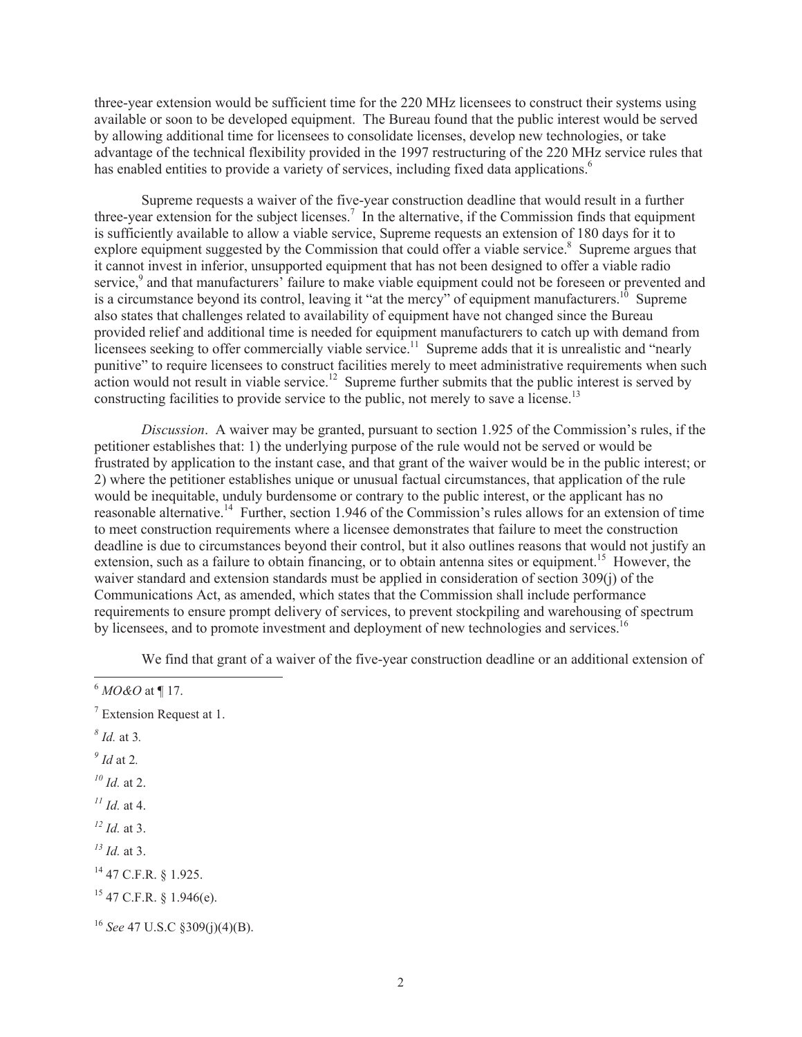three-year extension would be sufficient time for the 220 MHz licensees to construct their systems using available or soon to be developed equipment. The Bureau found that the public interest would be served by allowing additional time for licensees to consolidate licenses, develop new technologies, or take advantage of the technical flexibility provided in the 1997 restructuring of the 220 MHz service rules that has enabled entities to provide a variety of services, including fixed data applications.[6]

Supreme requests a waiver of the five-year construction deadline that would result in a further three-year extension for the subject licenses.[7] In the alternative, if the Commission finds that equipment is sufficiently available to allow a viable service, Supreme requests an extension of 180 days for it to explore equipment suggested by the Commission that could offer a viable service.[8] Supreme argues that it cannot invest in inferior, unsupported equipment that has not been designed to offer a viable radio service,[9] and that manufacturers' failure to make viable equipment could not be foreseen or prevented and is a circumstance beyond its control, leaving it "at the mercy" of equipment manufacturers.[10] Supreme also states that challenges related to availability of equipment have not changed since the Bureau provided relief and additional time is needed for equipment manufacturers to catch up with demand from licensees seeking to offer commercially viable service.[11] Supreme adds that it is unrealistic and "nearly punitive" to require licensees to construct facilities merely to meet administrative requirements when such action would not result in viable service.[12] Supreme further submits that the public interest is served by constructing facilities to provide service to the public, not merely to save a license.[13]

*Discussion*. A waiver may be granted, pursuant to section 1.925 of the Commission's rules, if the petitioner establishes that: 1) the underlying purpose of the rule would not be served or would be frustrated by application to the instant case, and that grant of the waiver would be in the public interest; or 2) where the petitioner establishes unique or unusual factual circumstances, that application of the rule would be inequitable, unduly burdensome or contrary to the public interest, or the applicant has no reasonable alternative.[14] Further, section 1.946 of the Commission's rules allows for an extension of time to meet construction requirements where a licensee demonstrates that failure to meet the construction deadline is due to circumstances beyond their control, but it also outlines reasons that would not justify an extension, such as a failure to obtain financing, or to obtain antenna sites or equipment.[15] However, the waiver standard and extension standards must be applied in consideration of section 309(j) of the Communications Act, as amended, which states that the Commission shall include performance requirements to ensure prompt delivery of services, to prevent stockpiling and warehousing of spectrum by licensees, and to promote investment and deployment of new technologies and services.[16]

We find that grant of a waiver of the five-year construction deadline or an additional extension of

---

[6] *MO&O* at ¶ 17.

[7] Extension Request at 1.

[8] *Id.* at 3.

[9] *Id* at 2.

[10] *Id.* at 2.

[11] *Id.* at 4.

[12] *Id.* at 3.

[13] *Id.* at 3.

[14] 47 C.F.R. § 1.925.

[15] 47 C.F.R. § 1.946(e).

[16] *See* 47 U.S.C §309(j)(4)(B).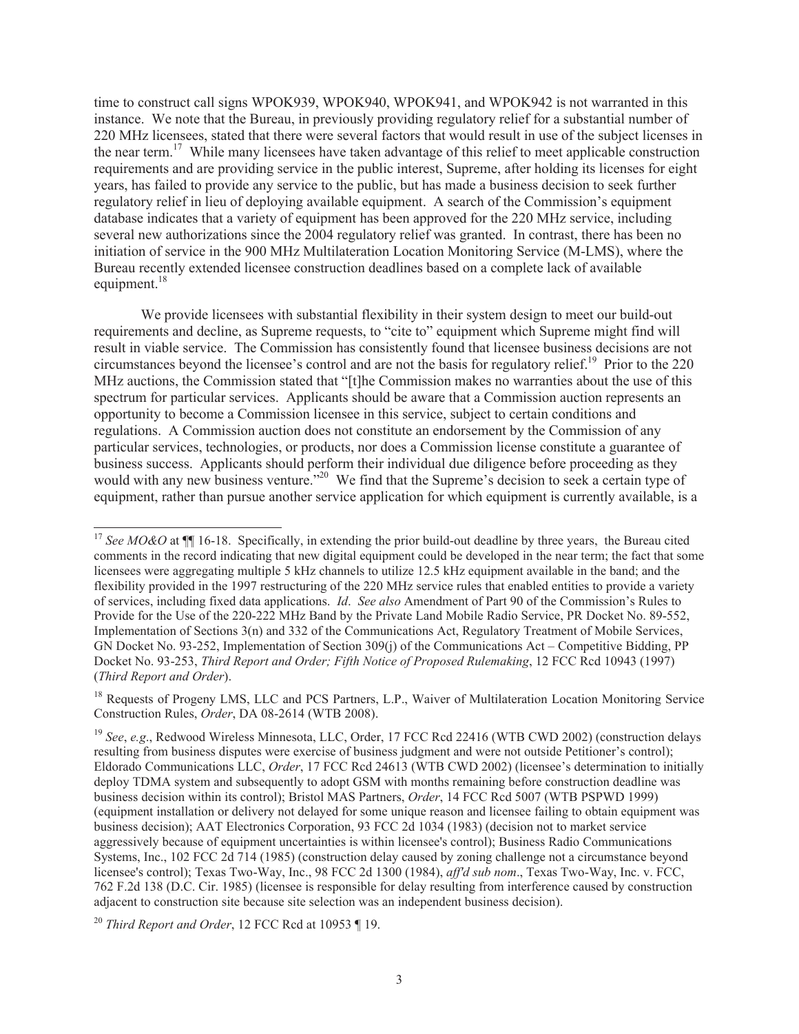time to construct call signs WPOK939, WPOK940, WPOK941, and WPOK942 is not warranted in this instance. We note that the Bureau, in previously providing regulatory relief for a substantial number of 220 MHz licensees, stated that there were several factors that would result in use of the subject licenses in the near term.[17] While many licensees have taken advantage of this relief to meet applicable construction requirements and are providing service in the public interest, Supreme, after holding its licenses for eight years, has failed to provide any service to the public, but has made a business decision to seek further regulatory relief in lieu of deploying available equipment. A search of the Commission's equipment database indicates that a variety of equipment has been approved for the 220 MHz service, including several new authorizations since the 2004 regulatory relief was granted. In contrast, there has been no initiation of service in the 900 MHz Multilateration Location Monitoring Service (M-LMS), where the Bureau recently extended licensee construction deadlines based on a complete lack of available equipment.[18]

We provide licensees with substantial flexibility in their system design to meet our build-out requirements and decline, as Supreme requests, to "cite to" equipment which Supreme might find will result in viable service. The Commission has consistently found that licensee business decisions are not circumstances beyond the licensee's control and are not the basis for regulatory relief.[19] Prior to the 220 MHz auctions, the Commission stated that "[t]he Commission makes no warranties about the use of this spectrum for particular services. Applicants should be aware that a Commission auction represents an opportunity to become a Commission licensee in this service, subject to certain conditions and regulations. A Commission auction does not constitute an endorsement by the Commission of any particular services, technologies, or products, nor does a Commission license constitute a guarantee of business success. Applicants should perform their individual due diligence before proceeding as they would with any new business venture."[20] We find that the Supreme's decision to seek a certain type of equipment, rather than pursue another service application for which equipment is currently available, is a

---

[17] *See MO&O* at ¶¶ 16-18. Specifically, in extending the prior build-out deadline by three years, the Bureau cited comments in the record indicating that new digital equipment could be developed in the near term; the fact that some licensees were aggregating multiple 5 kHz channels to utilize 12.5 kHz equipment available in the band; and the flexibility provided in the 1997 restructuring of the 220 MHz service rules that enabled entities to provide a variety of services, including fixed data applications. *Id*. *See also* Amendment of Part 90 of the Commission's Rules to Provide for the Use of the 220-222 MHz Band by the Private Land Mobile Radio Service, PR Docket No. 89-552, Implementation of Sections 3(n) and 332 of the Communications Act, Regulatory Treatment of Mobile Services, GN Docket No. 93-252, Implementation of Section 309(j) of the Communications Act – Competitive Bidding, PP Docket No. 93-253, *Third Report and Order; Fifth Notice of Proposed Rulemaking*, 12 FCC Rcd 10943 (1997) (*Third Report and Order*).

[18] Requests of Progeny LMS, LLC and PCS Partners, L.P., Waiver of Multilateration Location Monitoring Service Construction Rules, *Order*, DA 08-2614 (WTB 2008).

[19] *See*, *e.g*., Redwood Wireless Minnesota, LLC, Order, 17 FCC Rcd 22416 (WTB CWD 2002) (construction delays resulting from business disputes were exercise of business judgment and were not outside Petitioner's control); Eldorado Communications LLC, *Order*, 17 FCC Rcd 24613 (WTB CWD 2002) (licensee's determination to initially deploy TDMA system and subsequently to adopt GSM with months remaining before construction deadline was business decision within its control); Bristol MAS Partners, *Order*, 14 FCC Rcd 5007 (WTB PSPWD 1999) (equipment installation or delivery not delayed for some unique reason and licensee failing to obtain equipment was business decision); AAT Electronics Corporation, 93 FCC 2d 1034 (1983) (decision not to market service aggressively because of equipment uncertainties is within licensee's control); Business Radio Communications Systems, Inc., 102 FCC 2d 714 (1985) (construction delay caused by zoning challenge not a circumstance beyond licensee's control); Texas Two-Way, Inc., 98 FCC 2d 1300 (1984), *aff'd sub nom*., Texas Two-Way, Inc. v. FCC, 762 F.2d 138 (D.C. Cir. 1985) (licensee is responsible for delay resulting from interference caused by construction adjacent to construction site because site selection was an independent business decision).

[20] *Third Report and Order*, 12 FCC Rcd at 10953 ¶ 19.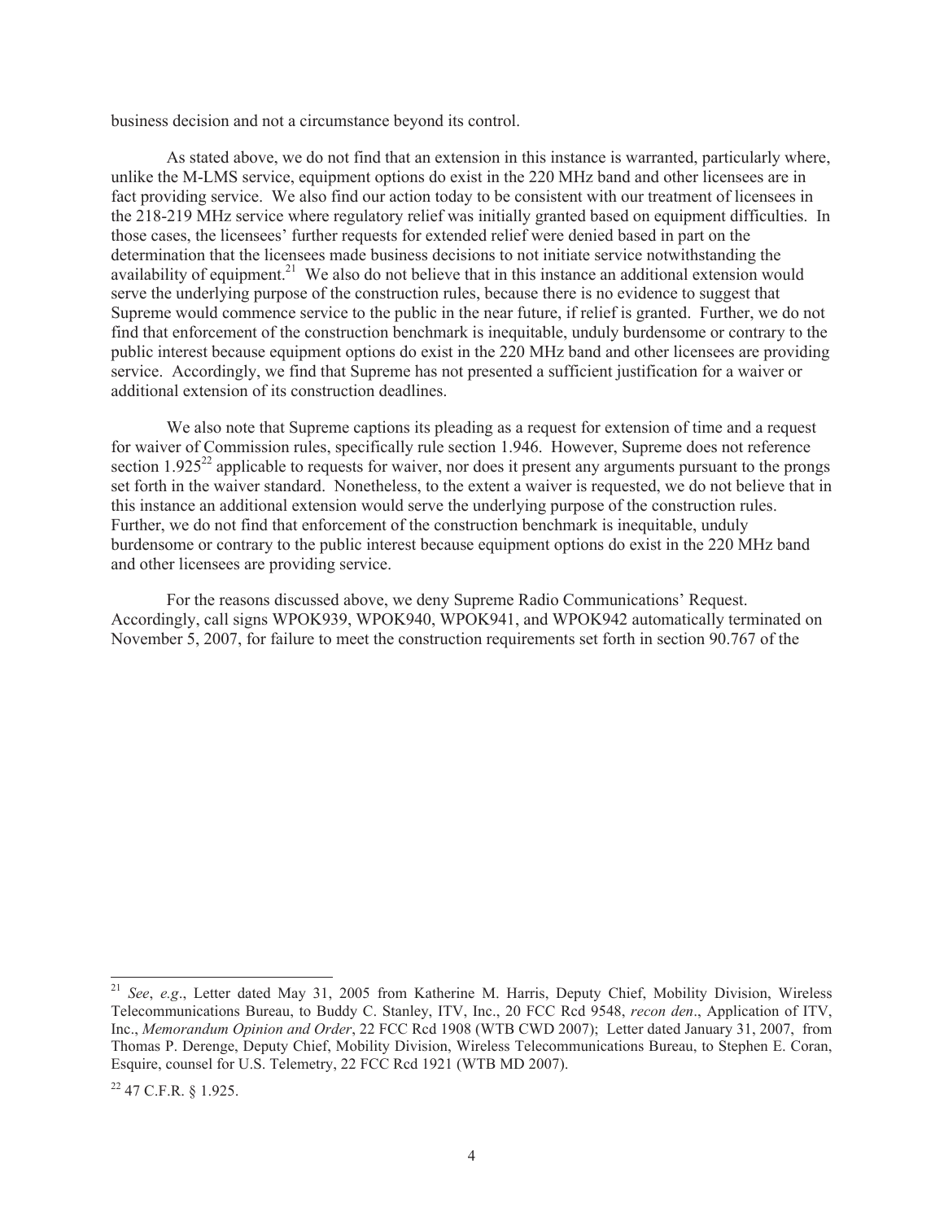business decision and not a circumstance beyond its control.

As stated above, we do not find that an extension in this instance is warranted, particularly where, unlike the M-LMS service, equipment options do exist in the 220 MHz band and other licensees are in fact providing service. We also find our action today to be consistent with our treatment of licensees in the 218-219 MHz service where regulatory relief was initially granted based on equipment difficulties. In those cases, the licensees' further requests for extended relief were denied based in part on the determination that the licensees made business decisions to not initiate service notwithstanding the availability of equipment.[21] We also do not believe that in this instance an additional extension would serve the underlying purpose of the construction rules, because there is no evidence to suggest that Supreme would commence service to the public in the near future, if relief is granted. Further, we do not find that enforcement of the construction benchmark is inequitable, unduly burdensome or contrary to the public interest because equipment options do exist in the 220 MHz band and other licensees are providing service. Accordingly, we find that Supreme has not presented a sufficient justification for a waiver or additional extension of its construction deadlines.

We also note that Supreme captions its pleading as a request for extension of time and a request for waiver of Commission rules, specifically rule section 1.946. However, Supreme does not reference section 1.925[22] applicable to requests for waiver, nor does it present any arguments pursuant to the prongs set forth in the waiver standard. Nonetheless, to the extent a waiver is requested, we do not believe that in this instance an additional extension would serve the underlying purpose of the construction rules. Further, we do not find that enforcement of the construction benchmark is inequitable, unduly burdensome or contrary to the public interest because equipment options do exist in the 220 MHz band and other licensees are providing service.

For the reasons discussed above, we deny Supreme Radio Communications' Request. Accordingly, call signs WPOK939, WPOK940, WPOK941, and WPOK942 automatically terminated on November 5, 2007, for failure to meet the construction requirements set forth in section 90.767 of the

---

[21] *See*, *e.g*., Letter dated May 31, 2005 from Katherine M. Harris, Deputy Chief, Mobility Division, Wireless Telecommunications Bureau, to Buddy C. Stanley, ITV, Inc., 20 FCC Rcd 9548, *recon den*., Application of ITV, Inc., *Memorandum Opinion and Order*, 22 FCC Rcd 1908 (WTB CWD 2007); Letter dated January 31, 2007, from Thomas P. Derenge, Deputy Chief, Mobility Division, Wireless Telecommunications Bureau, to Stephen E. Coran, Esquire, counsel for U.S. Telemetry, 22 FCC Rcd 1921 (WTB MD 2007).

[22] 47 C.F.R. § 1.925.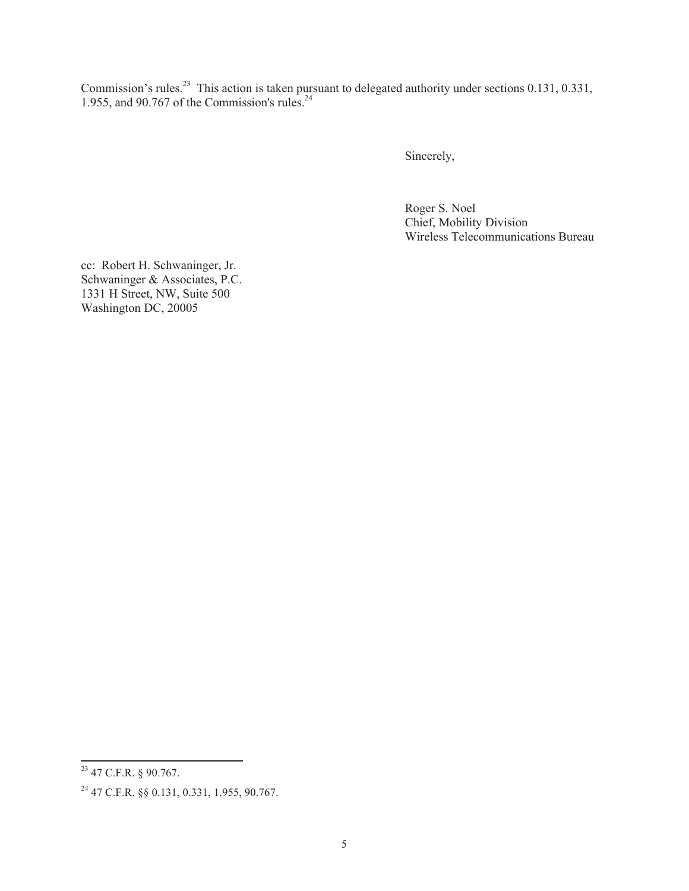Commission's rules.[23] This action is taken pursuant to delegated authority under sections 0.131, 0.331, 1.955, and 90.767 of the Commission's rules.[24]

Sincerely,

Roger S. Noel
Chief, Mobility Division
Wireless Telecommunications Bureau

cc: Robert H. Schwaninger, Jr.
Schwaninger & Associates, P.C.
1331 H Street, NW, Suite 500
Washington DC, 20005

---

[23] 47 C.F.R. § 90.767.

[24] 47 C.F.R. §§ 0.131, 0.331, 1.955, 90.767.